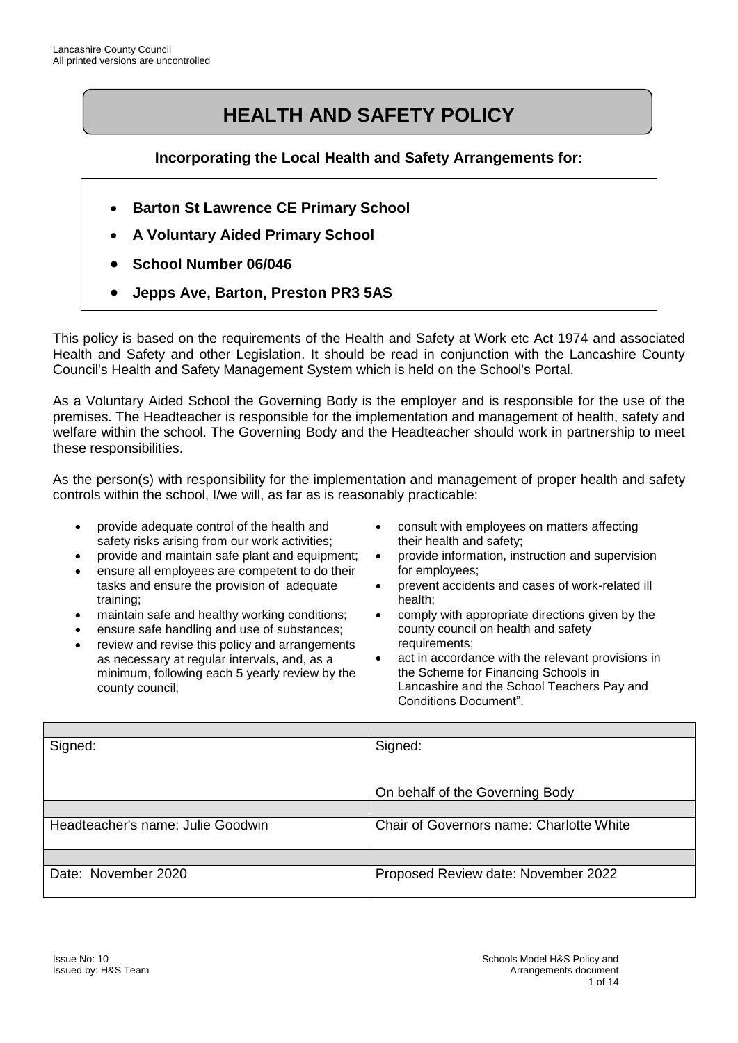# HEALTH AND SAFETY POLICY

**Incorporating the Local Health and Safety Arrangements for:**

- **Barton St Lawrence CE Primary School**
- **A Voluntary Aided Primary School**
- **School Number 06/046**
- **Jepps Ave, Barton, Preston PR3 5AS**

This policy is based on the requirements of the Health and Safety at Work etc Act 1974 and associated Health and Safety and other Legislation. It should be read in conjunction with the Lancashire County Council's Health and Safety Management System which is held on the School's Portal.

As a Voluntary Aided School the Governing Body is the employer and is responsible for the use of the premises. The Headteacher is responsible for the implementation and management of health, safety and welfare within the school. The Governing Body and the Headteacher should work in partnership to meet these responsibilities.

As the person(s) with responsibility for the implementation and management of proper health and safety controls within the school, I/we will, as far as is reasonably practicable:

- provide adequate control of the health and safety risks arising from our work activities;
- provide and maintain safe plant and equipment;
- ensure all employees are competent to do their tasks and ensure the provision of adequate training;
- maintain safe and healthy working conditions;
- ensure safe handling and use of substances;
- review and revise this policy and arrangements as necessary at regular intervals, and, as a minimum, following each 5 yearly review by the county council;
- consult with employees on matters affecting their health and safety;
- provide information, instruction and supervision for employees;
- prevent accidents and cases of work-related ill health;
- comply with appropriate directions given by the county council on health and safety requirements;
- act in accordance with the relevant provisions in the Scheme for Financing Schools in Lancashire and the School Teachers Pay and Conditions Document".

| | |
|---|---|
| Signed: | Signed:<br><br>On behalf of the Governing Body |
| | |
| Headteacher's name: Julie Goodwin | Chair of Governors name: Charlotte White |
| | |
| Date: November 2020 | Proposed Review date: November 2022 |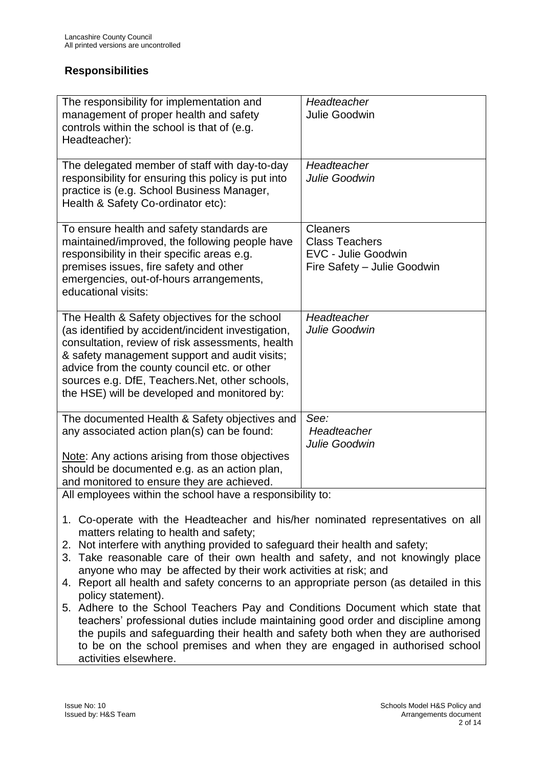## Responsibilities

| | |
|---|---|
| The responsibility for implementation and management of proper health and safety controls within the school is that of (e.g. Headteacher): | *Headteacher*<br>Julie Goodwin |
| The delegated member of staff with day-to-day responsibility for ensuring this policy is put into practice is (e.g. School Business Manager, Health & Safety Co-ordinator etc): | *Headteacher*<br>*Julie Goodwin* |
| To ensure health and safety standards are maintained/improved, the following people have responsibility in their specific areas e.g. premises issues, fire safety and other emergencies, out-of-hours arrangements, educational visits: | Cleaners<br>Class Teachers<br>EVC - Julie Goodwin<br>Fire Safety – Julie Goodwin |
| The Health & Safety objectives for the school (as identified by accident/incident investigation, consultation, review of risk assessments, health & safety management support and audit visits; advice from the county council etc. or other sources e.g. DfE, Teachers.Net, other schools, the HSE) will be developed and monitored by: | *Headteacher*<br>*Julie Goodwin* |
| The documented Health & Safety objectives and any associated action plan(s) can be found:<br><br>Note: Any actions arising from those objectives should be documented e.g. as an action plan, and monitored to ensure they are achieved. | *See:*<br>*Headteacher*<br>*Julie Goodwin* |

All employees within the school have a responsibility to:

1. Co-operate with the Headteacher and his/her nominated representatives on all matters relating to health and safety;
2. Not interfere with anything provided to safeguard their health and safety;
3. Take reasonable care of their own health and safety, and not knowingly place anyone who may be affected by their work activities at risk; and
4. Report all health and safety concerns to an appropriate person (as detailed in this policy statement).
5. Adhere to the School Teachers Pay and Conditions Document which state that teachers' professional duties include maintaining good order and discipline among the pupils and safeguarding their health and safety both when they are authorised to be on the school premises and when they are engaged in authorised school activities elsewhere.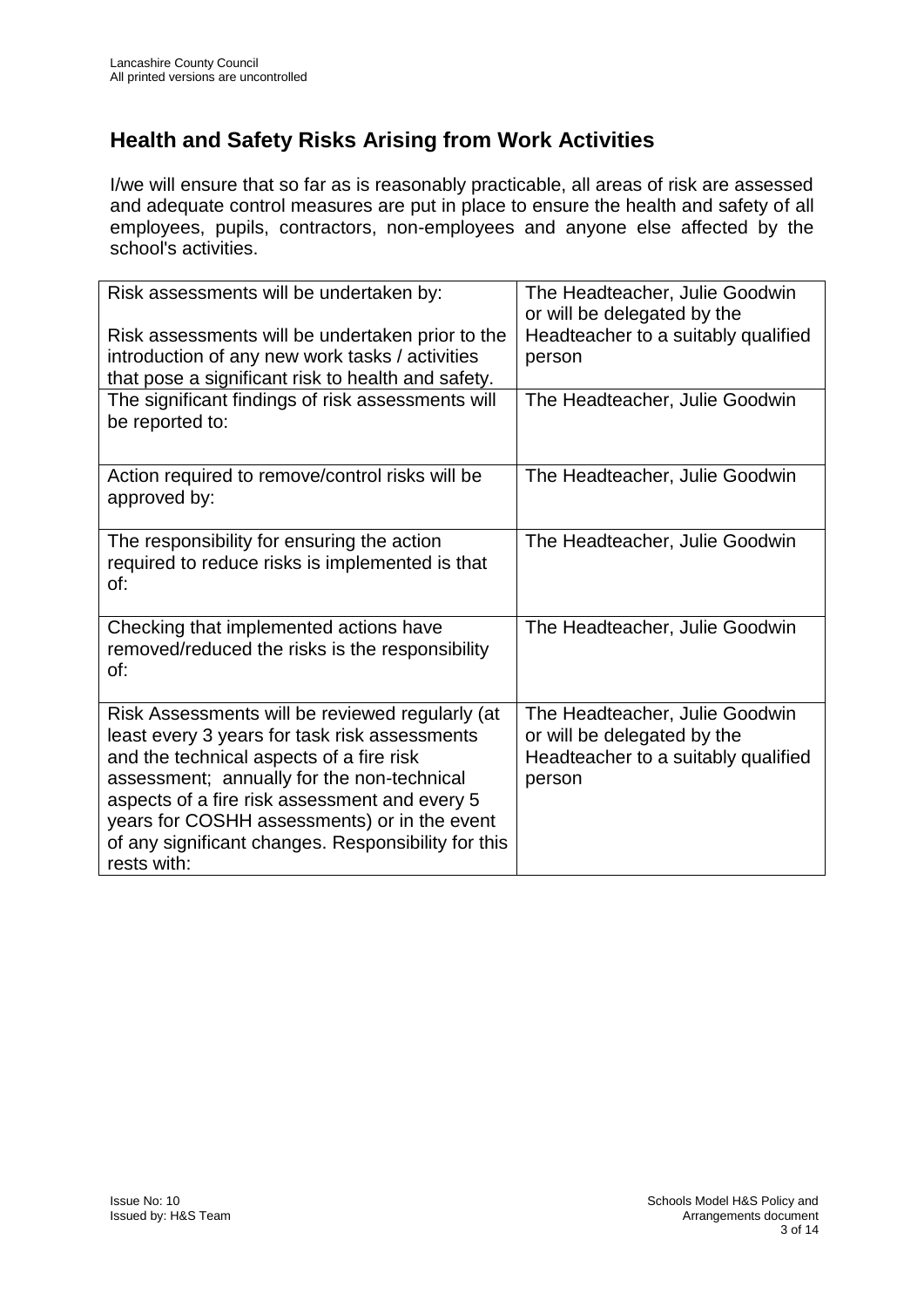## Health and Safety Risks Arising from Work Activities

I/we will ensure that so far as is reasonably practicable, all areas of risk are assessed and adequate control measures are put in place to ensure the health and safety of all employees, pupils, contractors, non-employees and anyone else affected by the school's activities.

| | |
|---|---|
| Risk assessments will be undertaken by:<br><br>Risk assessments will be undertaken prior to the introduction of any new work tasks / activities that pose a significant risk to health and safety. | The Headteacher, Julie Goodwin or will be delegated by the Headteacher to a suitably qualified person |
| The significant findings of risk assessments will be reported to: | The Headteacher, Julie Goodwin |
| Action required to remove/control risks will be approved by: | The Headteacher, Julie Goodwin |
| The responsibility for ensuring the action required to reduce risks is implemented is that of: | The Headteacher, Julie Goodwin |
| Checking that implemented actions have removed/reduced the risks is the responsibility of: | The Headteacher, Julie Goodwin |
| Risk Assessments will be reviewed regularly (at least every 3 years for task risk assessments and the technical aspects of a fire risk assessment; annually for the non-technical aspects of a fire risk assessment and every 5 years for COSHH assessments) or in the event of any significant changes. Responsibility for this rests with: | The Headteacher, Julie Goodwin or will be delegated by the Headteacher to a suitably qualified person |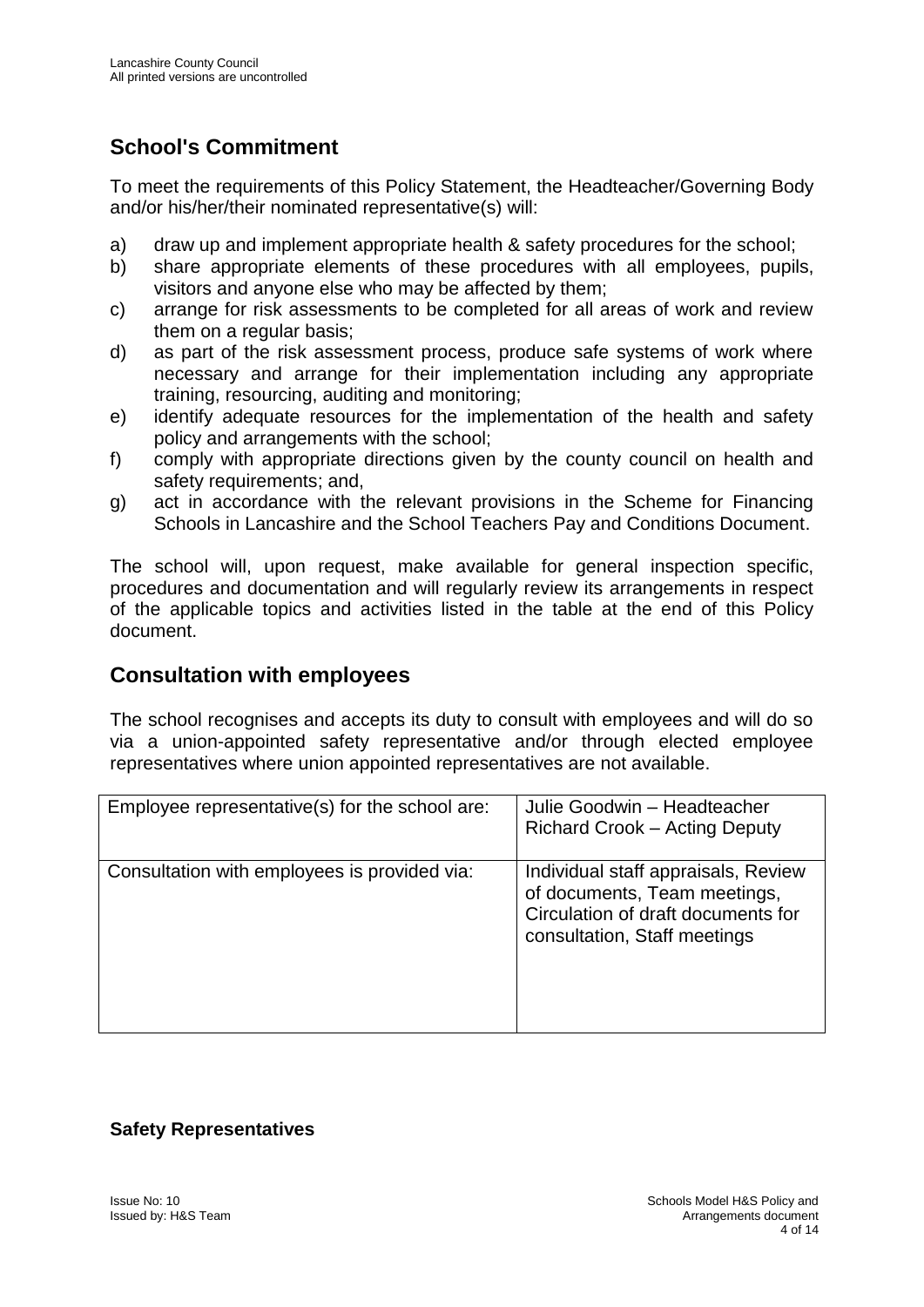## School's Commitment

To meet the requirements of this Policy Statement, the Headteacher/Governing Body and/or his/her/their nominated representative(s) will:

a) draw up and implement appropriate health & safety procedures for the school;
b) share appropriate elements of these procedures with all employees, pupils, visitors and anyone else who may be affected by them;
c) arrange for risk assessments to be completed for all areas of work and review them on a regular basis;
d) as part of the risk assessment process, produce safe systems of work where necessary and arrange for their implementation including any appropriate training, resourcing, auditing and monitoring;
e) identify adequate resources for the implementation of the health and safety policy and arrangements with the school;
f) comply with appropriate directions given by the county council on health and safety requirements; and,
g) act in accordance with the relevant provisions in the Scheme for Financing Schools in Lancashire and the School Teachers Pay and Conditions Document.

The school will, upon request, make available for general inspection specific, procedures and documentation and will regularly review its arrangements in respect of the applicable topics and activities listed in the table at the end of this Policy document.

## Consultation with employees

The school recognises and accepts its duty to consult with employees and will do so via a union-appointed safety representative and/or through elected employee representatives where union appointed representatives are not available.

| | |
|---|---|
| Employee representative(s) for the school are: | Julie Goodwin – Headteacher<br>Richard Crook – Acting Deputy |
| Consultation with employees is provided via: | Individual staff appraisals, Review of documents, Team meetings, Circulation of draft documents for consultation, Staff meetings |

### Safety Representatives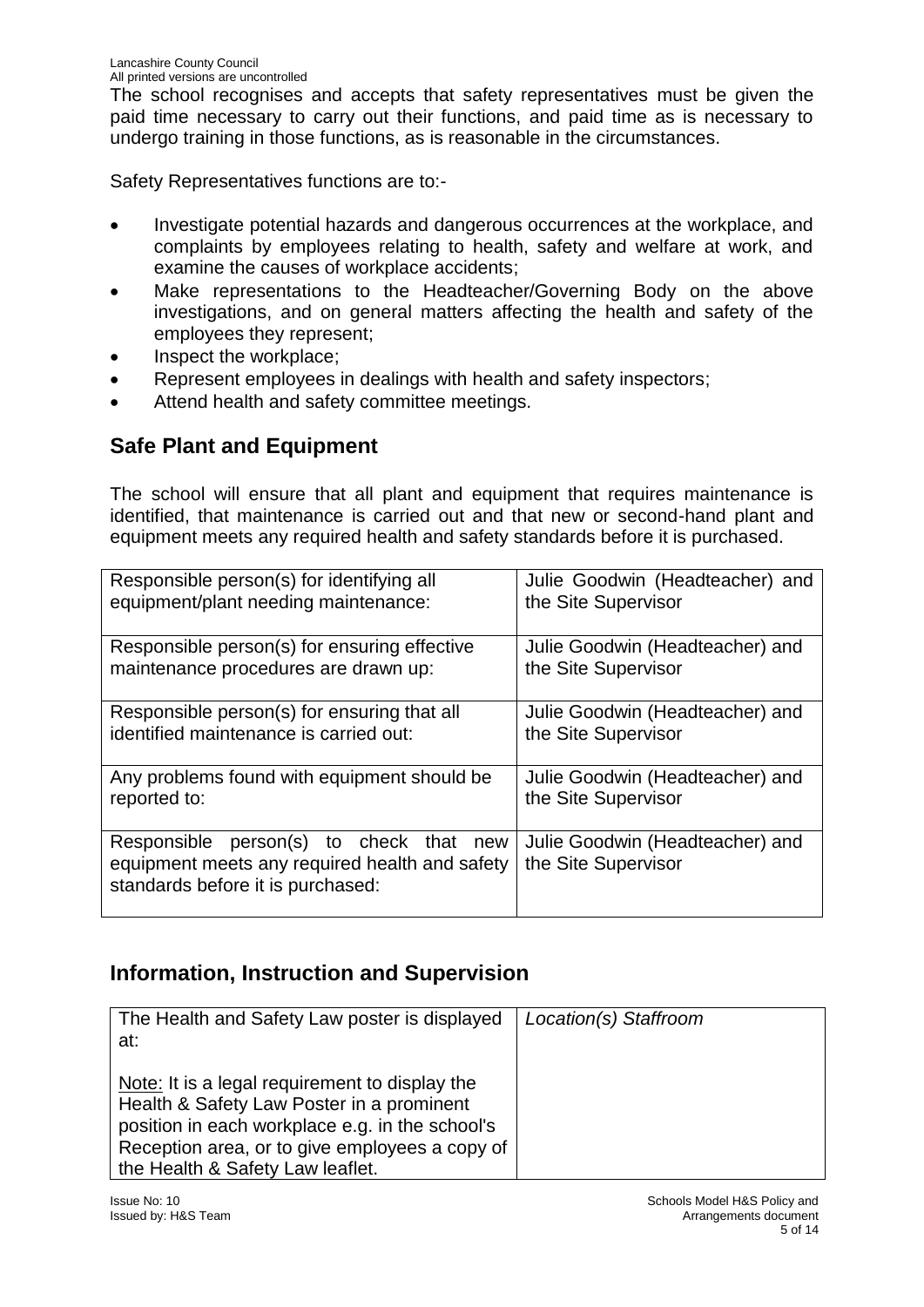The school recognises and accepts that safety representatives must be given the paid time necessary to carry out their functions, and paid time as is necessary to undergo training in those functions, as is reasonable in the circumstances.

Safety Representatives functions are to:-

- Investigate potential hazards and dangerous occurrences at the workplace, and complaints by employees relating to health, safety and welfare at work, and examine the causes of workplace accidents;
- Make representations to the Headteacher/Governing Body on the above investigations, and on general matters affecting the health and safety of the employees they represent;
- Inspect the workplace;
- Represent employees in dealings with health and safety inspectors;
- Attend health and safety committee meetings.

## Safe Plant and Equipment

The school will ensure that all plant and equipment that requires maintenance is identified, that maintenance is carried out and that new or second-hand plant and equipment meets any required health and safety standards before it is purchased.

| | |
|---|---|
| Responsible person(s) for identifying all equipment/plant needing maintenance: | Julie Goodwin (Headteacher) and the Site Supervisor |
| Responsible person(s) for ensuring effective maintenance procedures are drawn up: | Julie Goodwin (Headteacher) and the Site Supervisor |
| Responsible person(s) for ensuring that all identified maintenance is carried out: | Julie Goodwin (Headteacher) and the Site Supervisor |
| Any problems found with equipment should be reported to: | Julie Goodwin (Headteacher) and the Site Supervisor |
| Responsible person(s) to check that new equipment meets any required health and safety standards before it is purchased: | Julie Goodwin (Headteacher) and the Site Supervisor |

## Information, Instruction and Supervision

| | |
|---|---|
| The Health and Safety Law poster is displayed at:<br><br>Note: It is a legal requirement to display the Health & Safety Law Poster in a prominent position in each workplace e.g. in the school's Reception area, or to give employees a copy of the Health & Safety Law leaflet. | *Location(s) Staffroom* |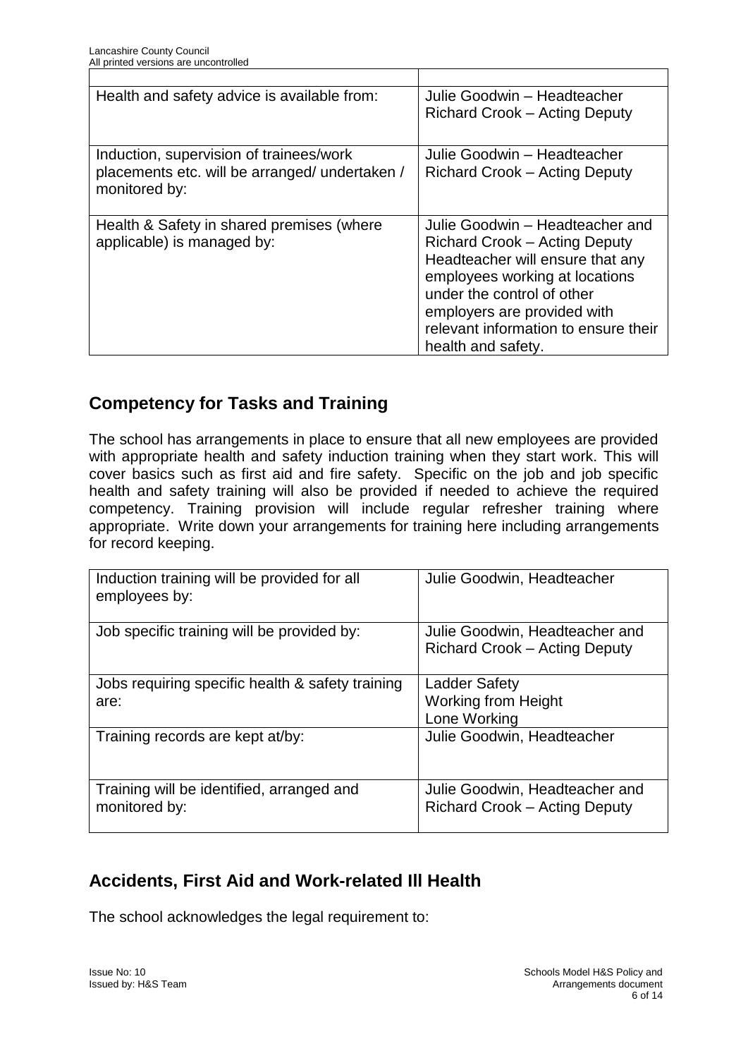| | |
|---|---|
| Health and safety advice is available from: | Julie Goodwin – Headteacher<br>Richard Crook – Acting Deputy |
| Induction, supervision of trainees/work placements etc. will be arranged/ undertaken / monitored by: | Julie Goodwin – Headteacher<br>Richard Crook – Acting Deputy |
| Health & Safety in shared premises (where applicable) is managed by: | Julie Goodwin – Headteacher and Richard Crook – Acting Deputy<br>Headteacher will ensure that any employees working at locations under the control of other employers are provided with relevant information to ensure their health and safety. |

## Competency for Tasks and Training

The school has arrangements in place to ensure that all new employees are provided with appropriate health and safety induction training when they start work. This will cover basics such as first aid and fire safety. Specific on the job and job specific health and safety training will also be provided if needed to achieve the required competency. Training provision will include regular refresher training where appropriate. Write down your arrangements for training here including arrangements for record keeping.

| | |
|---|---|
| Induction training will be provided for all employees by: | Julie Goodwin, Headteacher |
| Job specific training will be provided by: | Julie Goodwin, Headteacher and Richard Crook – Acting Deputy |
| Jobs requiring specific health & safety training are: | Ladder Safety<br>Working from Height<br>Lone Working |
| Training records are kept at/by: | Julie Goodwin, Headteacher |
| Training will be identified, arranged and monitored by: | Julie Goodwin, Headteacher and Richard Crook – Acting Deputy |

## Accidents, First Aid and Work-related Ill Health

The school acknowledges the legal requirement to: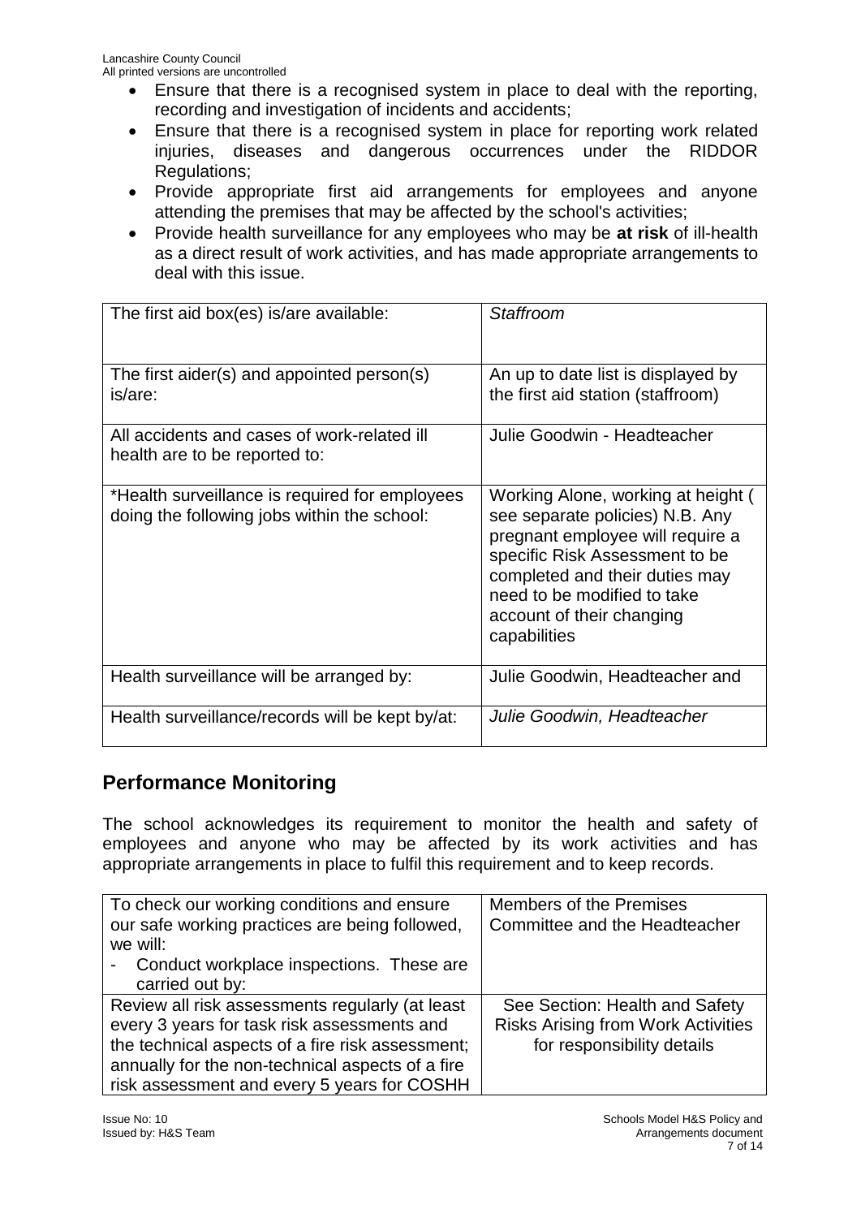- Ensure that there is a recognised system in place to deal with the reporting, recording and investigation of incidents and accidents;
- Ensure that there is a recognised system in place for reporting work related injuries, diseases and dangerous occurrences under the RIDDOR Regulations;
- Provide appropriate first aid arrangements for employees and anyone attending the premises that may be affected by the school's activities;
- Provide health surveillance for any employees who may be **at risk** of ill-health as a direct result of work activities, and has made appropriate arrangements to deal with this issue.

| | |
|---|---|
| The first aid box(es) is/are available: | *Staffroom* |
| The first aider(s) and appointed person(s) is/are: | An up to date list is displayed by the first aid station (staffroom) |
| All accidents and cases of work-related ill health are to be reported to: | Julie Goodwin - Headteacher |
| *Health surveillance is required for employees doing the following jobs within the school: | Working Alone, working at height ( see separate policies) N.B. Any pregnant employee will require a specific Risk Assessment to be completed and their duties may need to be modified to take account of their changing capabilities |
| Health surveillance will be arranged by: | Julie Goodwin, Headteacher and |
| Health surveillance/records will be kept by/at: | *Julie Goodwin, Headteacher* |

## Performance Monitoring

The school acknowledges its requirement to monitor the health and safety of employees and anyone who may be affected by its work activities and has appropriate arrangements in place to fulfil this requirement and to keep records.

| | |
|---|---|
| To check our working conditions and ensure our safe working practices are being followed, we will:<br>- Conduct workplace inspections. These are carried out by: | Members of the Premises Committee and the Headteacher |
| Review all risk assessments regularly (at least every 3 years for task risk assessments and the technical aspects of a fire risk assessment; annually for the non-technical aspects of a fire risk assessment and every 5 years for COSHH | See Section: Health and Safety Risks Arising from Work Activities for responsibility details |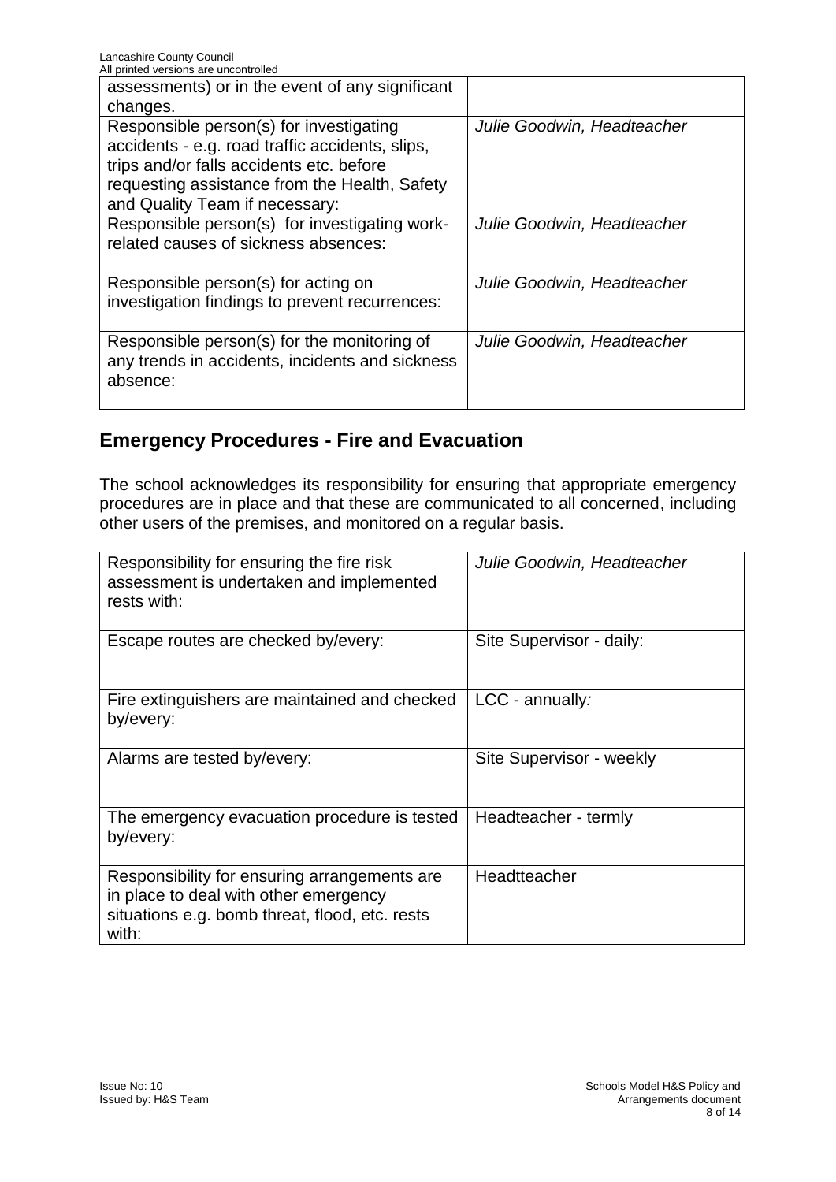| | |
|---|---|
| assessments) or in the event of any significant changes. | |
| Responsible person(s) for investigating accidents - e.g. road traffic accidents, slips, trips and/or falls accidents etc. before requesting assistance from the Health, Safety and Quality Team if necessary: | *Julie Goodwin, Headteacher* |
| Responsible person(s) for investigating work-related causes of sickness absences: | *Julie Goodwin, Headteacher* |
| Responsible person(s) for acting on investigation findings to prevent recurrences: | *Julie Goodwin, Headteacher* |
| Responsible person(s) for the monitoring of any trends in accidents, incidents and sickness absence: | *Julie Goodwin, Headteacher* |

## Emergency Procedures - Fire and Evacuation

The school acknowledges its responsibility for ensuring that appropriate emergency procedures are in place and that these are communicated to all concerned, including other users of the premises, and monitored on a regular basis.

| | |
|---|---|
| Responsibility for ensuring the fire risk assessment is undertaken and implemented rests with: | *Julie Goodwin, Headteacher* |
| Escape routes are checked by/every: | Site Supervisor - daily: |
| Fire extinguishers are maintained and checked by/every: | LCC - annually*:* |
| Alarms are tested by/every: | Site Supervisor - weekly |
| The emergency evacuation procedure is tested by/every: | Headteacher - termly |
| Responsibility for ensuring arrangements are in place to deal with other emergency situations e.g. bomb threat, flood, etc. rests with: | Headtteacher |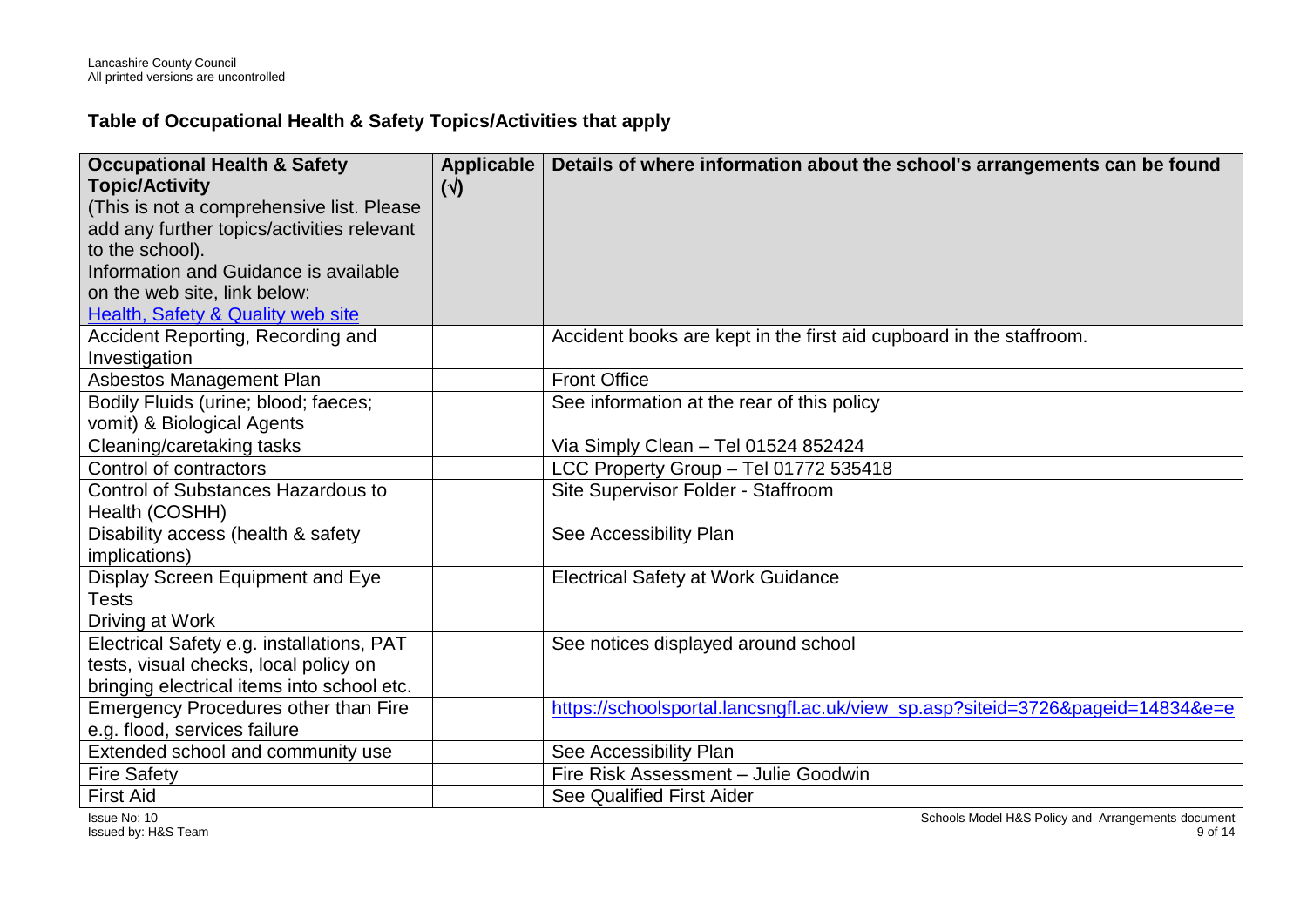## Table of Occupational Health & Safety Topics/Activities that apply

| **Occupational Health & Safety Topic/Activity** (This is not a comprehensive list. Please add any further topics/activities relevant to the school). Information and Guidance is available on the web site, link below: [Health, Safety & Quality web site]() | **Applicable (√)** | **Details of where information about the school's arrangements can be found** |
|---|---|---|
| Accident Reporting, Recording and Investigation | | Accident books are kept in the first aid cupboard in the staffroom. |
| Asbestos Management Plan | | Front Office |
| Bodily Fluids (urine; blood; faeces; vomit) & Biological Agents | | See information at the rear of this policy |
| Cleaning/caretaking tasks | | Via Simply Clean – Tel 01524 852424 |
| Control of contractors | | LCC Property Group – Tel 01772 535418 |
| Control of Substances Hazardous to Health (COSHH) | | Site Supervisor Folder - Staffroom |
| Disability access (health & safety implications) | | See Accessibility Plan |
| Display Screen Equipment and Eye Tests | | Electrical Safety at Work Guidance |
| Driving at Work | | |
| Electrical Safety e.g. installations, PAT tests, visual checks, local policy on bringing electrical items into school etc. | | See notices displayed around school |
| Emergency Procedures other than Fire e.g. flood, services failure | | https://schoolsportal.lancsngfl.ac.uk/view_sp.asp?siteid=3726&pageid=14834&e=e |
| Extended school and community use | | See Accessibility Plan |
| Fire Safety | | Fire Risk Assessment – Julie Goodwin |
| First Aid | | See Qualified First Aider |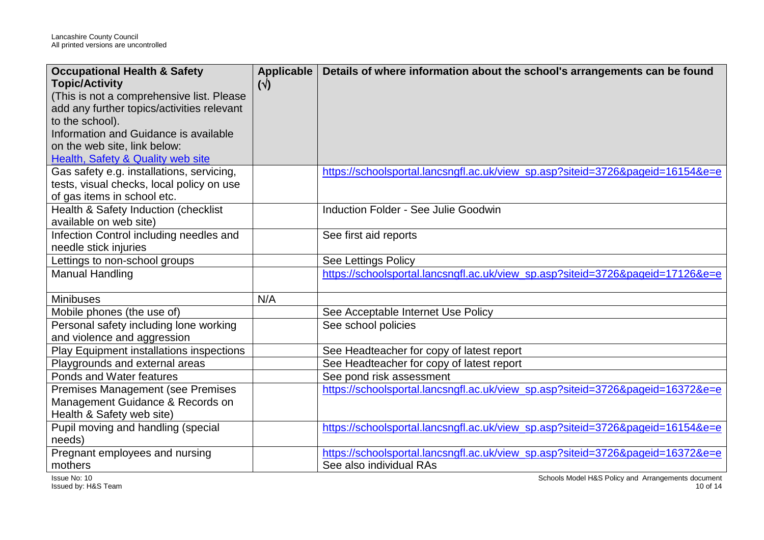| Occupational Health & Safety Topic/Activity (This is not a comprehensive list. Please add any further topics/activities relevant to the school). Information and Guidance is available on the web site, link below: [Health, Safety & Quality web site]() | Applicable (√) | Details of where information about the school's arrangements can be found |
|---|---|---|
| Gas safety e.g. installations, servicing, tests, visual checks, local policy on use of gas items in school etc. | | https://schoolsportal.lancsngfl.ac.uk/view_sp.asp?siteid=3726&pageid=16154&e=e |
| Health & Safety Induction (checklist available on web site) | | Induction Folder - See Julie Goodwin |
| Infection Control including needles and needle stick injuries | | See first aid reports |
| Lettings to non-school groups | | See Lettings Policy |
| Manual Handling | | https://schoolsportal.lancsngfl.ac.uk/view_sp.asp?siteid=3726&pageid=17126&e=e |
| Minibuses | N/A | |
| Mobile phones (the use of) | | See Acceptable Internet Use Policy |
| Personal safety including lone working and violence and aggression | | See school policies |
| Play Equipment installations inspections | | See Headteacher for copy of latest report |
| Playgrounds and external areas | | See Headteacher for copy of latest report |
| Ponds and Water features | | See pond risk assessment |
| Premises Management (see Premises Management Guidance & Records on Health & Safety web site) | | https://schoolsportal.lancsngfl.ac.uk/view_sp.asp?siteid=3726&pageid=16372&e=e |
| Pupil moving and handling (special needs) | | https://schoolsportal.lancsngfl.ac.uk/view_sp.asp?siteid=3726&pageid=16154&e=e |
| Pregnant employees and nursing mothers | | https://schoolsportal.lancsngfl.ac.uk/view_sp.asp?siteid=3726&pageid=16372&e=e See also individual RAs |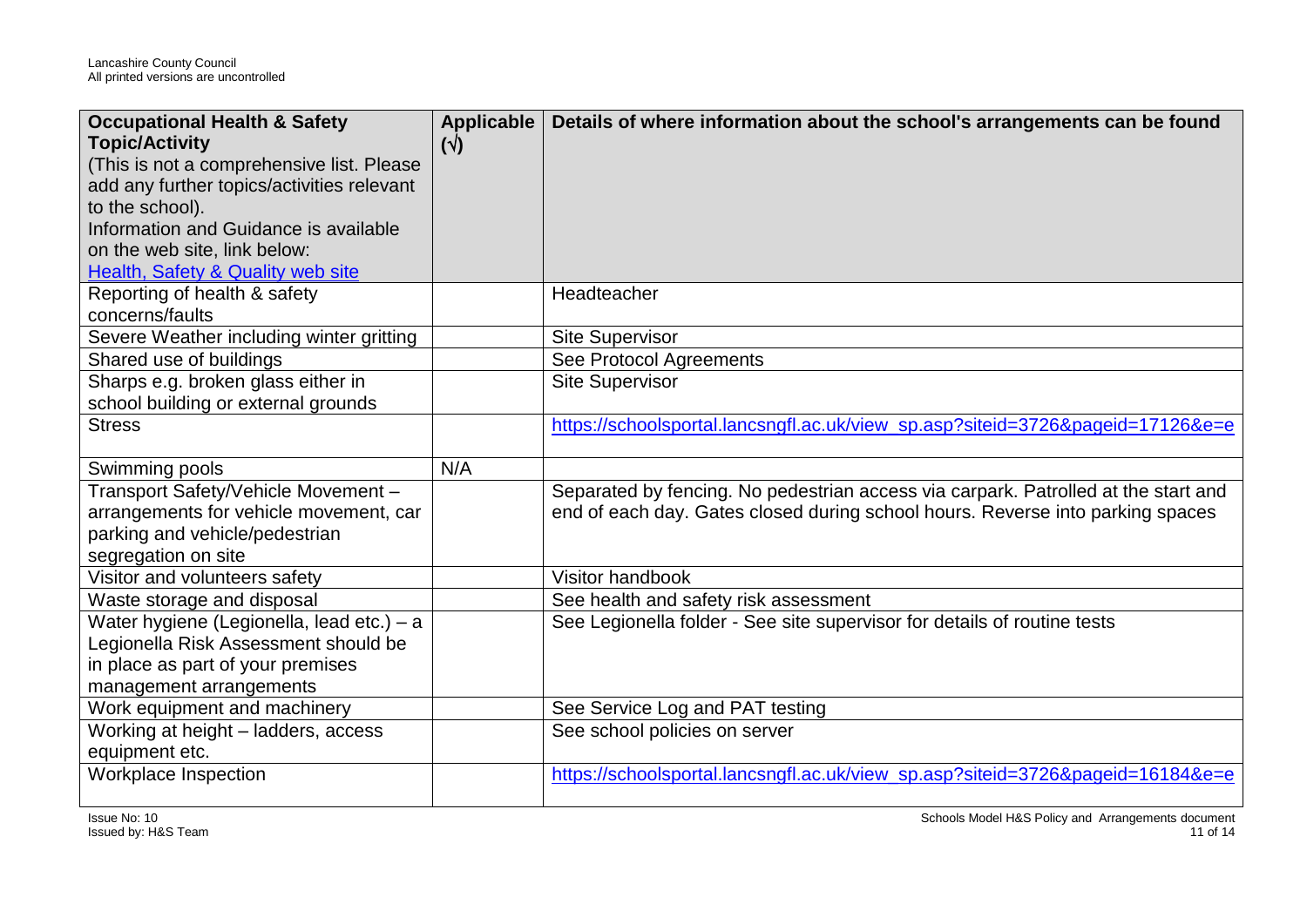| Occupational Health & Safety Topic/Activity (This is not a comprehensive list. Please add any further topics/activities relevant to the school). Information and Guidance is available on the web site, link below: [Health, Safety & Quality web site]() | Applicable (√) | Details of where information about the school's arrangements can be found |
| --- | --- | --- |
| Reporting of health & safety concerns/faults | | Headteacher |
| Severe Weather including winter gritting | | Site Supervisor |
| Shared use of buildings | | See Protocol Agreements |
| Sharps e.g. broken glass either in school building or external grounds | | Site Supervisor |
| Stress | | [https://schoolsportal.lancsngfl.ac.uk/view_sp.asp?siteid=3726&pageid=17126&e=e](https://schoolsportal.lancsngfl.ac.uk/view_sp.asp?siteid=3726&pageid=17126&e=e) |
| Swimming pools | N/A | |
| Transport Safety/Vehicle Movement – arrangements for vehicle movement, car parking and vehicle/pedestrian segregation on site | | Separated by fencing. No pedestrian access via carpark. Patrolled at the start and end of each day. Gates closed during school hours. Reverse into parking spaces |
| Visitor and volunteers safety | | Visitor handbook |
| Waste storage and disposal | | See health and safety risk assessment |
| Water hygiene (Legionella, lead etc.) – a Legionella Risk Assessment should be in place as part of your premises management arrangements | | See Legionella folder - See site supervisor for details of routine tests |
| Work equipment and machinery | | See Service Log and PAT testing |
| Working at height – ladders, access equipment etc. | | See school policies on server |
| Workplace Inspection | | [https://schoolsportal.lancsngfl.ac.uk/view_sp.asp?siteid=3726&pageid=16184&e=e](https://schoolsportal.lancsngfl.ac.uk/view_sp.asp?siteid=3726&pageid=16184&e=e) |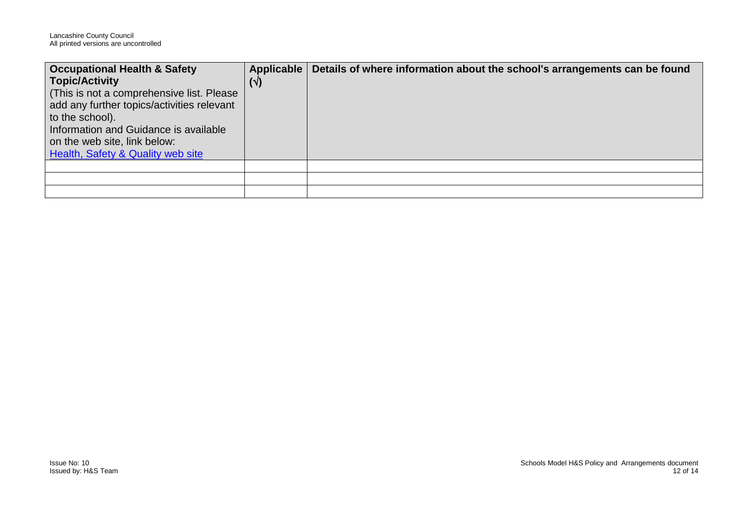| **Occupational Health & Safety Topic/Activity** (This is not a comprehensive list. Please add any further topics/activities relevant to the school). Information and Guidance is available on the web site, link below: [Health, Safety & Quality web site]() | **Applicable (√)** | **Details of where information about the school's arrangements can be found** |
|---|---|---|
| | | |
| | | |
| | | |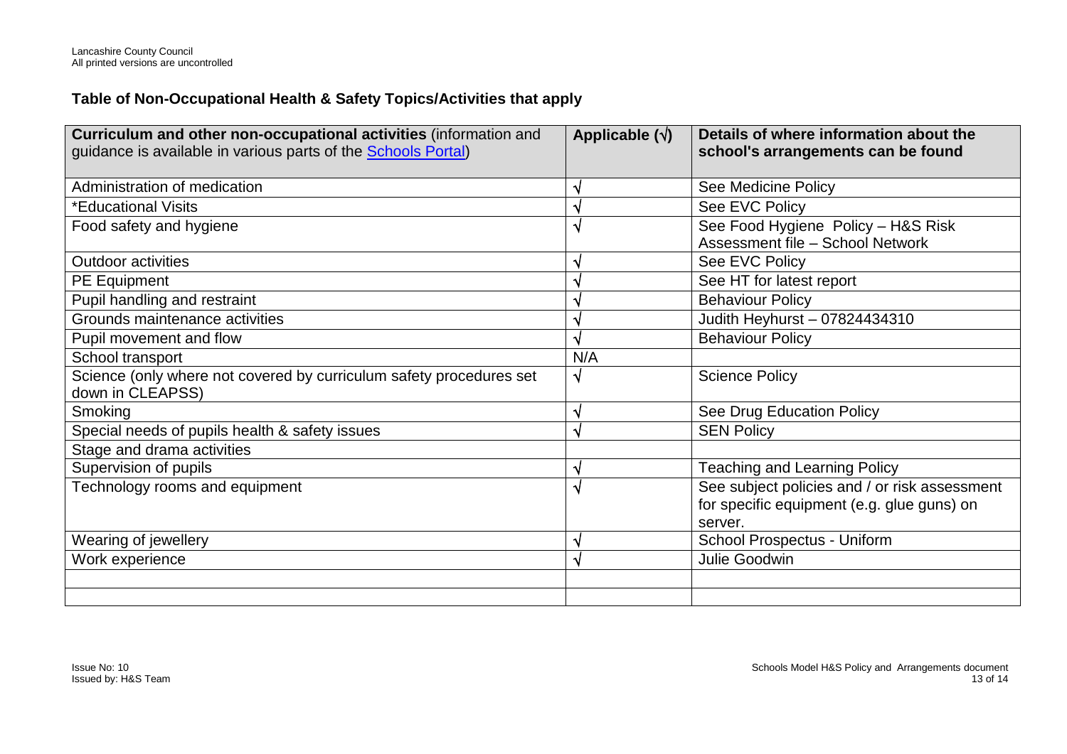## Table of Non-Occupational Health & Safety Topics/Activities that apply

| **Curriculum and other non-occupational activities** (information and guidance is available in various parts of the Schools Portal) | **Applicable (√)** | **Details of where information about the school's arrangements can be found** |
|---|---|---|
| Administration of medication | √ | See Medicine Policy |
| *Educational Visits | √ | See EVC Policy |
| Food safety and hygiene | √ | See Food Hygiene Policy – H&S Risk Assessment file – School Network |
| Outdoor activities | √ | See EVC Policy |
| PE Equipment | √ | See HT for latest report |
| Pupil handling and restraint | √ | Behaviour Policy |
| Grounds maintenance activities | √ | Judith Heyhurst – 07824434310 |
| Pupil movement and flow | √ | Behaviour Policy |
| School transport | N/A | |
| Science (only where not covered by curriculum safety procedures set down in CLEAPSS) | √ | Science Policy |
| Smoking | √ | See Drug Education Policy |
| Special needs of pupils health & safety issues | √ | SEN Policy |
| Stage and drama activities | | |
| Supervision of pupils | √ | Teaching and Learning Policy |
| Technology rooms and equipment | √ | See subject policies and / or risk assessment for specific equipment (e.g. glue guns) on server. |
| Wearing of jewellery | √ | School Prospectus - Uniform |
| Work experience | √ | Julie Goodwin |
| | | |
| | | |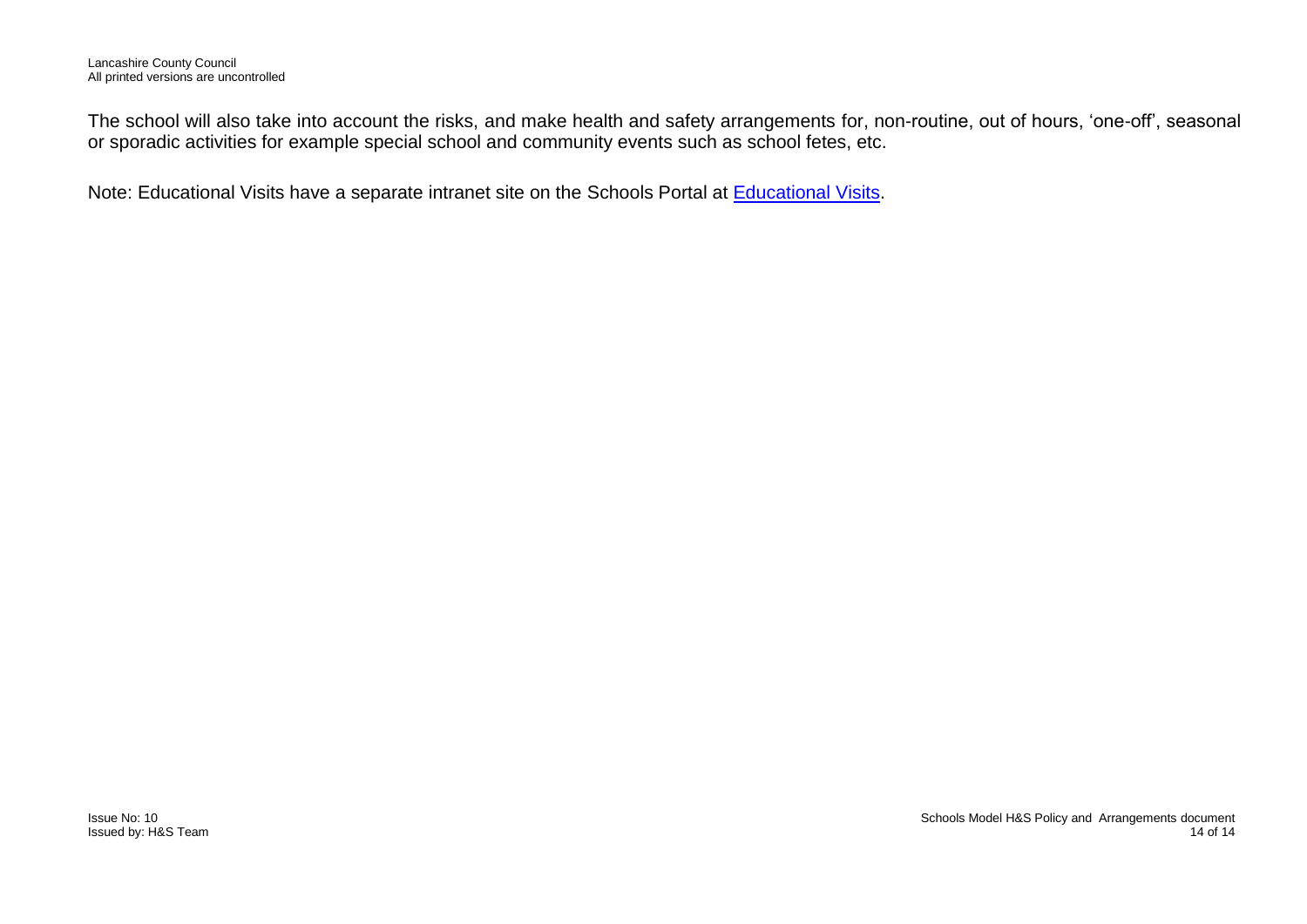The school will also take into account the risks, and make health and safety arrangements for, non-routine, out of hours, 'one-off', seasonal or sporadic activities for example special school and community events such as school fetes, etc.

Note: Educational Visits have a separate intranet site on the Schools Portal at Educational Visits.